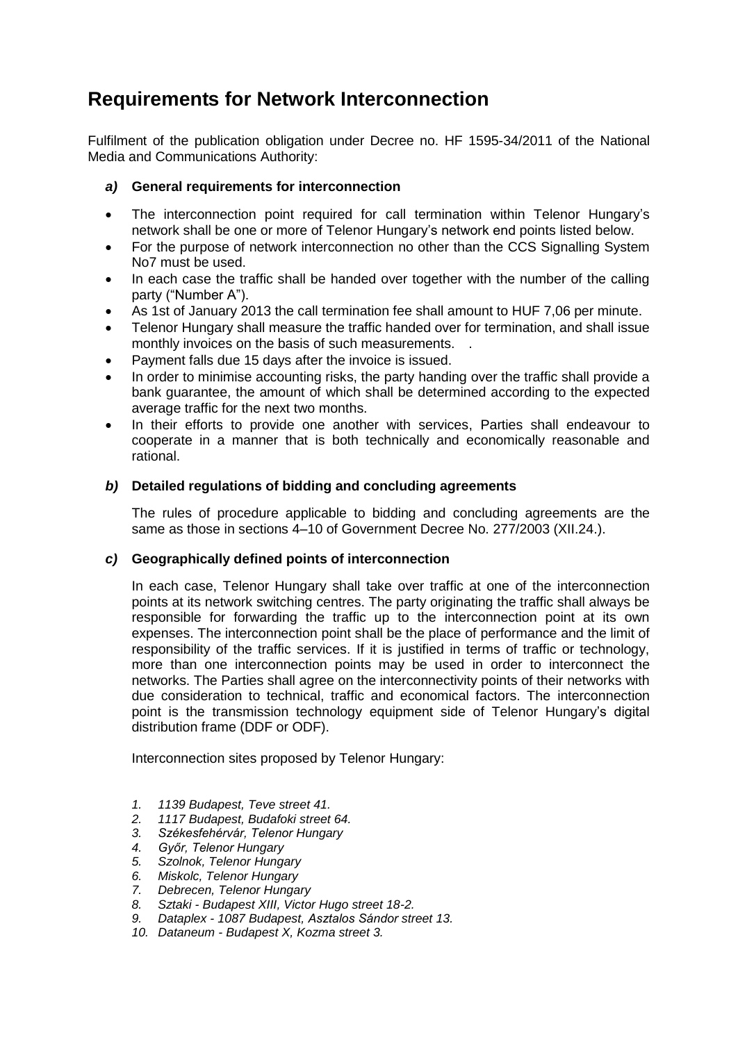# Requirements for Network Interconnection

Fulfilment of the publication obligation under Decree no. HF 1595-34/2011 of the National Media and Communications Authority:

### *a)* General requirements for interconnection

- The interconnection point required for call termination within Telenor Hungary's network shall be one or more of Telenor Hungary's network end points listed below.
- For the purpose of network interconnection no other than the CCS Signalling System No7 must be used.
- In each case the traffic shall be handed over together with the number of the calling party ("Number A").
- As 1st of January 2013 the call termination fee shall amount to HUF 7,06 per minute.
- Telenor Hungary shall measure the traffic handed over for termination, and shall issue monthly invoices on the basis of such measurements. .
- Payment falls due 15 days after the invoice is issued.
- In order to minimise accounting risks, the party handing over the traffic shall provide a bank guarantee, the amount of which shall be determined according to the expected average traffic for the next two months.
- In their efforts to provide one another with services, Parties shall endeavour to cooperate in a manner that is both technically and economically reasonable and rational.

### *b)* Detailed regulations of bidding and concluding agreements

The rules of procedure applicable to bidding and concluding agreements are the same as those in sections 4–10 of Government Decree No. 277/2003 (XII.24.).

### *c)* Geographically defined points of interconnection

In each case, Telenor Hungary shall take over traffic at one of the interconnection points at its network switching centres. The party originating the traffic shall always be responsible for forwarding the traffic up to the interconnection point at its own expenses. The interconnection point shall be the place of performance and the limit of responsibility of the traffic services. If it is justified in terms of traffic or technology, more than one interconnection points may be used in order to interconnect the networks. The Parties shall agree on the interconnectivity points of their networks with due consideration to technical, traffic and economical factors. The interconnection point is the transmission technology equipment side of Telenor Hungary's digital distribution frame (DDF or ODF).

Interconnection sites proposed by Telenor Hungary:

1. *1139 Budapest, Teve street 41.*
2. *1117 Budapest, Budafoki street 64.*
3. *Székesfehérvár, Telenor Hungary*
4. *Győr, Telenor Hungary*
5. *Szolnok, Telenor Hungary*
6. *Miskolc, Telenor Hungary*
7. *Debrecen, Telenor Hungary*
8. *Sztaki - Budapest XIII, Victor Hugo street 18-2.*
9. *Dataplex - 1087 Budapest, Asztalos Sándor street 13.*
10. *Dataneum - Budapest X, Kozma street 3.*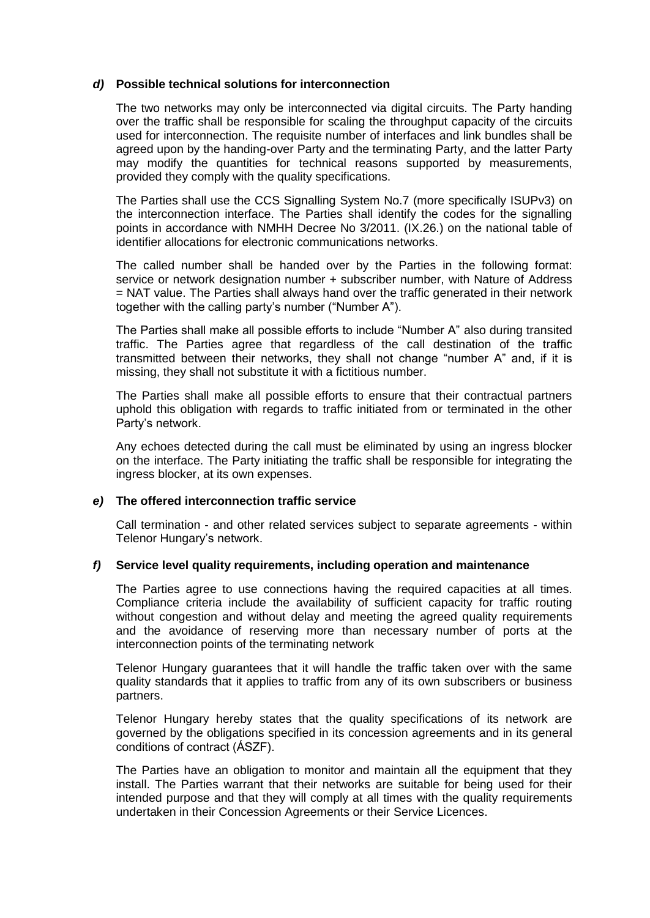### *d)* **Possible technical solutions for interconnection**

The two networks may only be interconnected via digital circuits. The Party handing over the traffic shall be responsible for scaling the throughput capacity of the circuits used for interconnection. The requisite number of interfaces and link bundles shall be agreed upon by the handing-over Party and the terminating Party, and the latter Party may modify the quantities for technical reasons supported by measurements, provided they comply with the quality specifications.

The Parties shall use the CCS Signalling System No.7 (more specifically ISUPv3) on the interconnection interface. The Parties shall identify the codes for the signalling points in accordance with NMHH Decree No 3/2011. (IX.26.) on the national table of identifier allocations for electronic communications networks.

The called number shall be handed over by the Parties in the following format: service or network designation number + subscriber number, with Nature of Address = NAT value. The Parties shall always hand over the traffic generated in their network together with the calling party's number ("Number A").

The Parties shall make all possible efforts to include "Number A" also during transited traffic. The Parties agree that regardless of the call destination of the traffic transmitted between their networks, they shall not change "number A" and, if it is missing, they shall not substitute it with a fictitious number.

The Parties shall make all possible efforts to ensure that their contractual partners uphold this obligation with regards to traffic initiated from or terminated in the other Party's network.

Any echoes detected during the call must be eliminated by using an ingress blocker on the interface. The Party initiating the traffic shall be responsible for integrating the ingress blocker, at its own expenses.

### *e)* **The offered interconnection traffic service**

Call termination - and other related services subject to separate agreements - within Telenor Hungary's network.

### *f)* **Service level quality requirements, including operation and maintenance**

The Parties agree to use connections having the required capacities at all times. Compliance criteria include the availability of sufficient capacity for traffic routing without congestion and without delay and meeting the agreed quality requirements and the avoidance of reserving more than necessary number of ports at the interconnection points of the terminating network

Telenor Hungary guarantees that it will handle the traffic taken over with the same quality standards that it applies to traffic from any of its own subscribers or business partners.

Telenor Hungary hereby states that the quality specifications of its network are governed by the obligations specified in its concession agreements and in its general conditions of contract (ÁSZF).

The Parties have an obligation to monitor and maintain all the equipment that they install. The Parties warrant that their networks are suitable for being used for their intended purpose and that they will comply at all times with the quality requirements undertaken in their Concession Agreements or their Service Licences.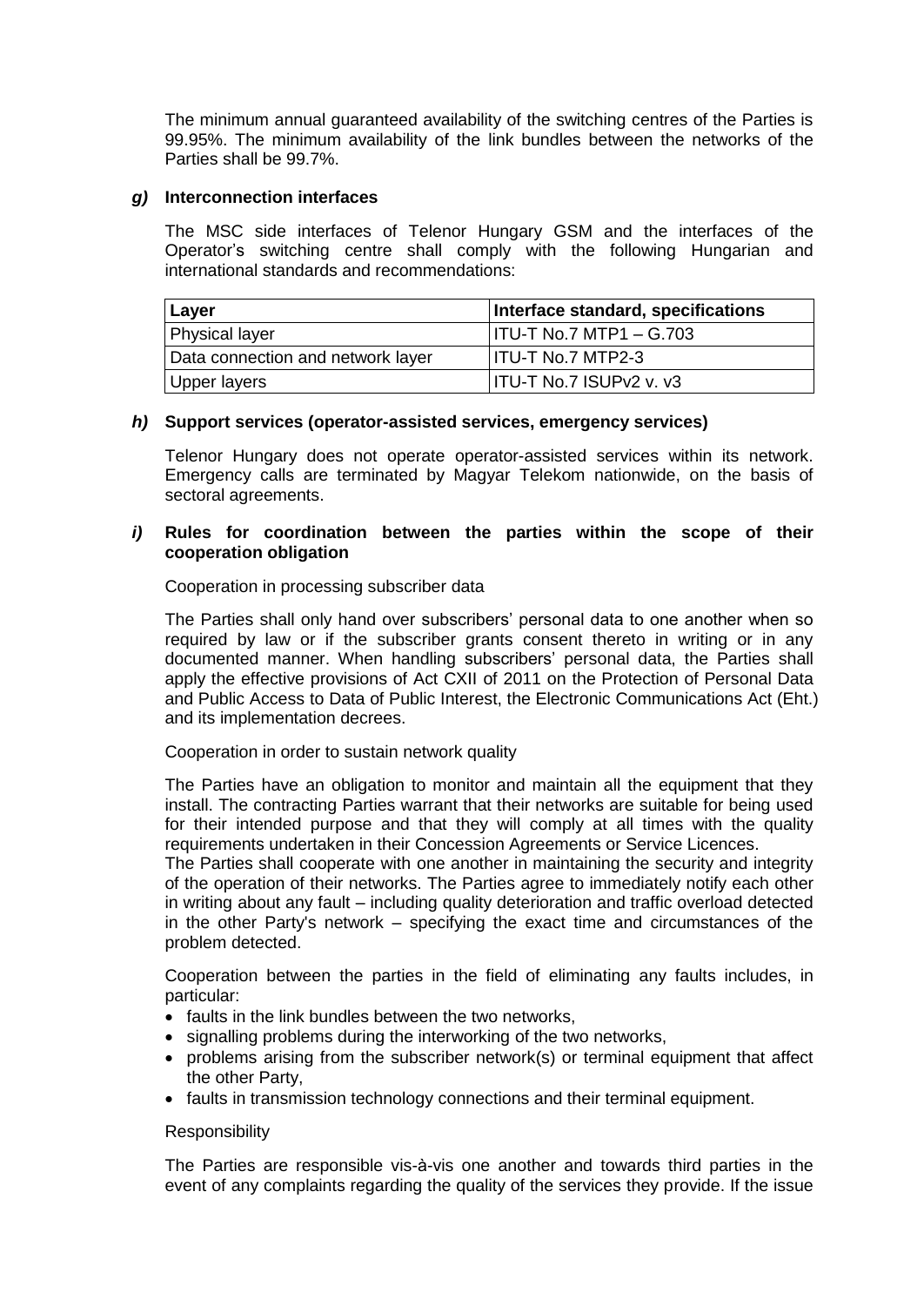The minimum annual guaranteed availability of the switching centres of the Parties is 99.95%. The minimum availability of the link bundles between the networks of the Parties shall be 99.7%.

***g)*** **Interconnection interfaces**

The MSC side interfaces of Telenor Hungary GSM and the interfaces of the Operator's switching centre shall comply with the following Hungarian and international standards and recommendations:

| Layer | Interface standard, specifications |
|---|---|
| Physical layer | ITU-T No.7 MTP1 – G.703 |
| Data connection and network layer | ITU-T No.7 MTP2-3 |
| Upper layers | ITU-T No.7 ISUPv2 v. v3 |

***h)*** **Support services (operator-assisted services, emergency services)**

Telenor Hungary does not operate operator-assisted services within its network. Emergency calls are terminated by Magyar Telekom nationwide, on the basis of sectoral agreements.

***i)*** **Rules for coordination between the parties within the scope of their cooperation obligation**

Cooperation in processing subscriber data

The Parties shall only hand over subscribers' personal data to one another when so required by law or if the subscriber grants consent thereto in writing or in any documented manner. When handling subscribers' personal data, the Parties shall apply the effective provisions of Act CXII of 2011 on the Protection of Personal Data and Public Access to Data of Public Interest, the Electronic Communications Act (Eht.) and its implementation decrees.

Cooperation in order to sustain network quality

The Parties have an obligation to monitor and maintain all the equipment that they install. The contracting Parties warrant that their networks are suitable for being used for their intended purpose and that they will comply at all times with the quality requirements undertaken in their Concession Agreements or Service Licences.
The Parties shall cooperate with one another in maintaining the security and integrity of the operation of their networks. The Parties agree to immediately notify each other in writing about any fault – including quality deterioration and traffic overload detected in the other Party's network – specifying the exact time and circumstances of the problem detected.

Cooperation between the parties in the field of eliminating any faults includes, in particular:

- faults in the link bundles between the two networks,
- signalling problems during the interworking of the two networks,
- problems arising from the subscriber network(s) or terminal equipment that affect the other Party,
- faults in transmission technology connections and their terminal equipment.

Responsibility

The Parties are responsible vis-à-vis one another and towards third parties in the event of any complaints regarding the quality of the services they provide. If the issue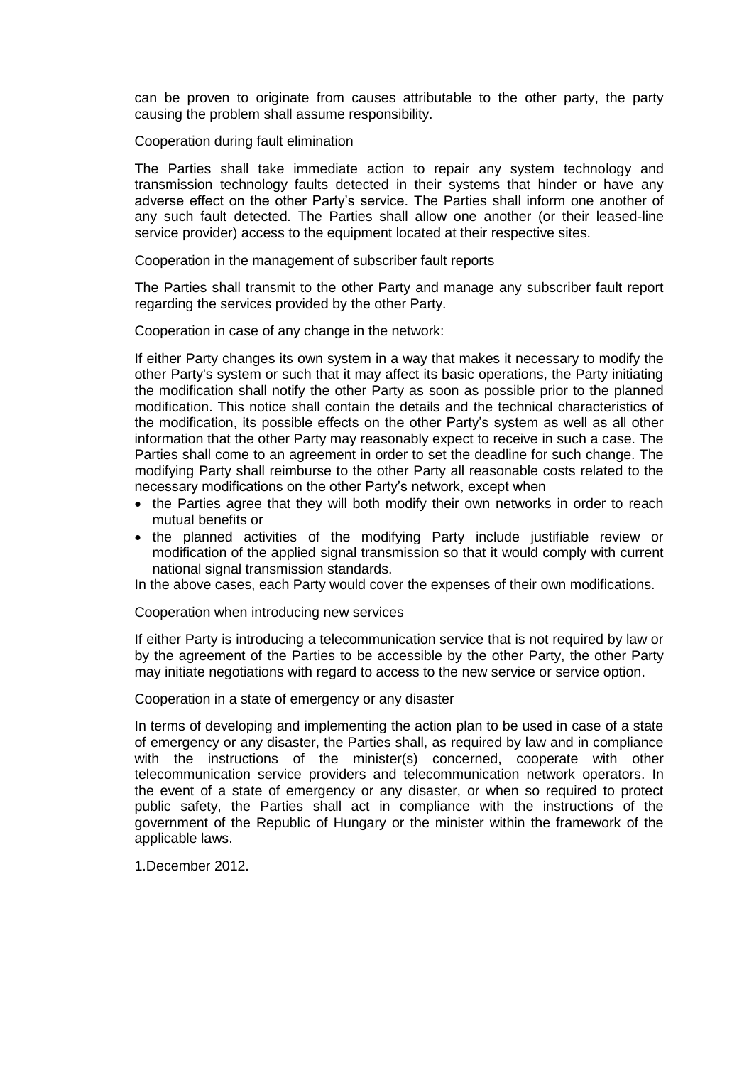can be proven to originate from causes attributable to the other party, the party causing the problem shall assume responsibility.

Cooperation during fault elimination

The Parties shall take immediate action to repair any system technology and transmission technology faults detected in their systems that hinder or have any adverse effect on the other Party's service. The Parties shall inform one another of any such fault detected. The Parties shall allow one another (or their leased-line service provider) access to the equipment located at their respective sites.

Cooperation in the management of subscriber fault reports

The Parties shall transmit to the other Party and manage any subscriber fault report regarding the services provided by the other Party.

Cooperation in case of any change in the network:

If either Party changes its own system in a way that makes it necessary to modify the other Party's system or such that it may affect its basic operations, the Party initiating the modification shall notify the other Party as soon as possible prior to the planned modification. This notice shall contain the details and the technical characteristics of the modification, its possible effects on the other Party's system as well as all other information that the other Party may reasonably expect to receive in such a case. The Parties shall come to an agreement in order to set the deadline for such change. The modifying Party shall reimburse to the other Party all reasonable costs related to the necessary modifications on the other Party's network, except when

- the Parties agree that they will both modify their own networks in order to reach mutual benefits or
- the planned activities of the modifying Party include justifiable review or modification of the applied signal transmission so that it would comply with current national signal transmission standards.

In the above cases, each Party would cover the expenses of their own modifications.

Cooperation when introducing new services

If either Party is introducing a telecommunication service that is not required by law or by the agreement of the Parties to be accessible by the other Party, the other Party may initiate negotiations with regard to access to the new service or service option.

Cooperation in a state of emergency or any disaster

In terms of developing and implementing the action plan to be used in case of a state of emergency or any disaster, the Parties shall, as required by law and in compliance with the instructions of the minister(s) concerned, cooperate with other telecommunication service providers and telecommunication network operators. In the event of a state of emergency or any disaster, or when so required to protect public safety, the Parties shall act in compliance with the instructions of the government of the Republic of Hungary or the minister within the framework of the applicable laws.

1.December 2012.